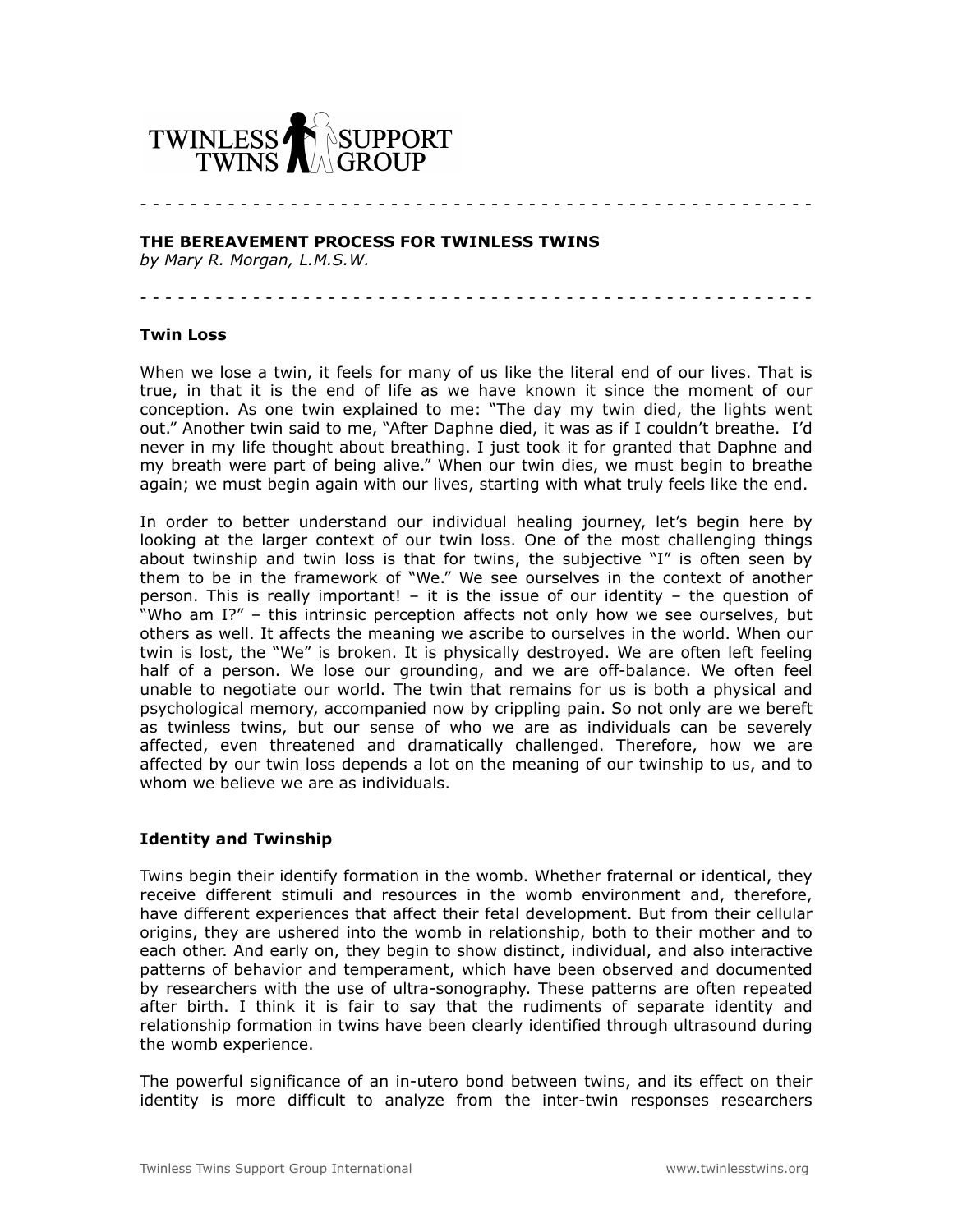TWINLESS TWINS SUPPORT GROUP

---

**THE BEREAVEMENT PROCESS FOR TWINLESS TWINS**
*by Mary R. Morgan, L.M.S.W.*

---

### Twin Loss

When we lose a twin, it feels for many of us like the literal end of our lives. That is true, in that it is the end of life as we have known it since the moment of our conception. As one twin explained to me: "The day my twin died, the lights went out." Another twin said to me, "After Daphne died, it was as if I couldn't breathe. I'd never in my life thought about breathing. I just took it for granted that Daphne and my breath were part of being alive." When our twin dies, we must begin to breathe again; we must begin again with our lives, starting with what truly feels like the end.

In order to better understand our individual healing journey, let's begin here by looking at the larger context of our twin loss. One of the most challenging things about twinship and twin loss is that for twins, the subjective "I" is often seen by them to be in the framework of "We." We see ourselves in the context of another person. This is really important! – it is the issue of our identity – the question of "Who am I?" – this intrinsic perception affects not only how we see ourselves, but others as well. It affects the meaning we ascribe to ourselves in the world. When our twin is lost, the "We" is broken. It is physically destroyed. We are often left feeling half of a person. We lose our grounding, and we are off-balance. We often feel unable to negotiate our world. The twin that remains for us is both a physical and psychological memory, accompanied now by crippling pain. So not only are we bereft as twinless twins, but our sense of who we are as individuals can be severely affected, even threatened and dramatically challenged. Therefore, how we are affected by our twin loss depends a lot on the meaning of our twinship to us, and to whom we believe we are as individuals.

### Identity and Twinship

Twins begin their identify formation in the womb. Whether fraternal or identical, they receive different stimuli and resources in the womb environment and, therefore, have different experiences that affect their fetal development. But from their cellular origins, they are ushered into the womb in relationship, both to their mother and to each other. And early on, they begin to show distinct, individual, and also interactive patterns of behavior and temperament, which have been observed and documented by researchers with the use of ultra-sonography. These patterns are often repeated after birth. I think it is fair to say that the rudiments of separate identity and relationship formation in twins have been clearly identified through ultrasound during the womb experience.

The powerful significance of an in-utero bond between twins, and its effect on their identity is more difficult to analyze from the inter-twin responses researchers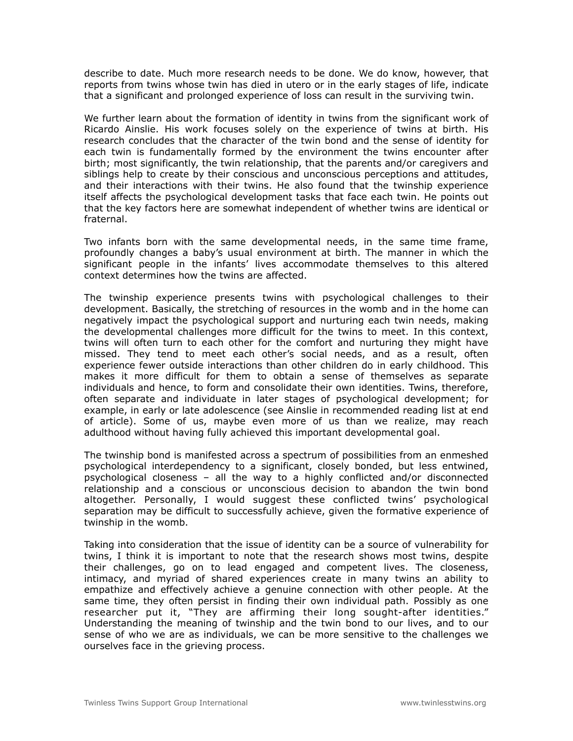describe to date. Much more research needs to be done. We do know, however, that reports from twins whose twin has died in utero or in the early stages of life, indicate that a significant and prolonged experience of loss can result in the surviving twin.

We further learn about the formation of identity in twins from the significant work of Ricardo Ainslie. His work focuses solely on the experience of twins at birth. His research concludes that the character of the twin bond and the sense of identity for each twin is fundamentally formed by the environment the twins encounter after birth; most significantly, the twin relationship, that the parents and/or caregivers and siblings help to create by their conscious and unconscious perceptions and attitudes, and their interactions with their twins. He also found that the twinship experience itself affects the psychological development tasks that face each twin. He points out that the key factors here are somewhat independent of whether twins are identical or fraternal.

Two infants born with the same developmental needs, in the same time frame, profoundly changes a baby's usual environment at birth. The manner in which the significant people in the infants' lives accommodate themselves to this altered context determines how the twins are affected.

The twinship experience presents twins with psychological challenges to their development. Basically, the stretching of resources in the womb and in the home can negatively impact the psychological support and nurturing each twin needs, making the developmental challenges more difficult for the twins to meet. In this context, twins will often turn to each other for the comfort and nurturing they might have missed. They tend to meet each other's social needs, and as a result, often experience fewer outside interactions than other children do in early childhood. This makes it more difficult for them to obtain a sense of themselves as separate individuals and hence, to form and consolidate their own identities. Twins, therefore, often separate and individuate in later stages of psychological development; for example, in early or late adolescence (see Ainslie in recommended reading list at end of article). Some of us, maybe even more of us than we realize, may reach adulthood without having fully achieved this important developmental goal.

The twinship bond is manifested across a spectrum of possibilities from an enmeshed psychological interdependency to a significant, closely bonded, but less entwined, psychological closeness – all the way to a highly conflicted and/or disconnected relationship and a conscious or unconscious decision to abandon the twin bond altogether. Personally, I would suggest these conflicted twins' psychological separation may be difficult to successfully achieve, given the formative experience of twinship in the womb.

Taking into consideration that the issue of identity can be a source of vulnerability for twins, I think it is important to note that the research shows most twins, despite their challenges, go on to lead engaged and competent lives. The closeness, intimacy, and myriad of shared experiences create in many twins an ability to empathize and effectively achieve a genuine connection with other people. At the same time, they often persist in finding their own individual path. Possibly as one researcher put it, "They are affirming their long sought-after identities." Understanding the meaning of twinship and the twin bond to our lives, and to our sense of who we are as individuals, we can be more sensitive to the challenges we ourselves face in the grieving process.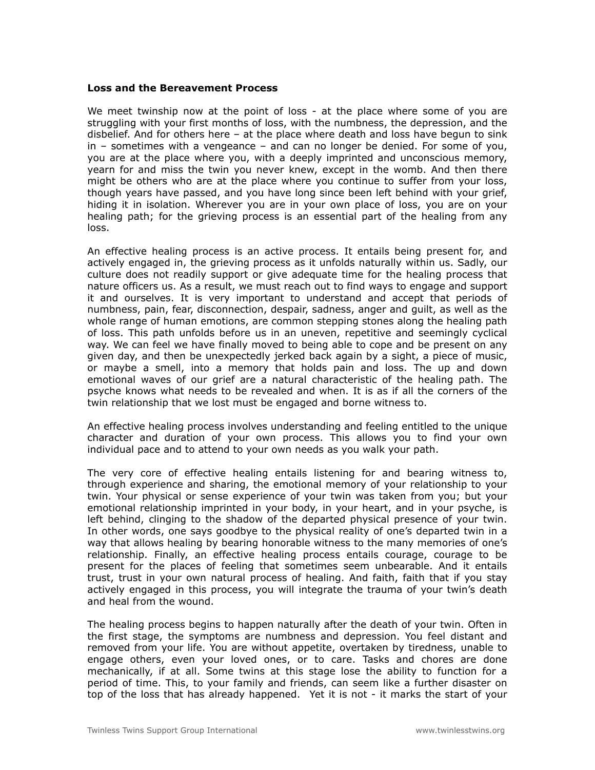**Loss and the Bereavement Process**

We meet twinship now at the point of loss - at the place where some of you are struggling with your first months of loss, with the numbness, the depression, and the disbelief. And for others here – at the place where death and loss have begun to sink in – sometimes with a vengeance – and can no longer be denied. For some of you, you are at the place where you, with a deeply imprinted and unconscious memory, yearn for and miss the twin you never knew, except in the womb. And then there might be others who are at the place where you continue to suffer from your loss, though years have passed, and you have long since been left behind with your grief, hiding it in isolation. Wherever you are in your own place of loss, you are on your healing path; for the grieving process is an essential part of the healing from any loss.

An effective healing process is an active process. It entails being present for, and actively engaged in, the grieving process as it unfolds naturally within us. Sadly, our culture does not readily support or give adequate time for the healing process that nature officers us. As a result, we must reach out to find ways to engage and support it and ourselves. It is very important to understand and accept that periods of numbness, pain, fear, disconnection, despair, sadness, anger and guilt, as well as the whole range of human emotions, are common stepping stones along the healing path of loss. This path unfolds before us in an uneven, repetitive and seemingly cyclical way. We can feel we have finally moved to being able to cope and be present on any given day, and then be unexpectedly jerked back again by a sight, a piece of music, or maybe a smell, into a memory that holds pain and loss. The up and down emotional waves of our grief are a natural characteristic of the healing path. The psyche knows what needs to be revealed and when. It is as if all the corners of the twin relationship that we lost must be engaged and borne witness to.

An effective healing process involves understanding and feeling entitled to the unique character and duration of your own process. This allows you to find your own individual pace and to attend to your own needs as you walk your path.

The very core of effective healing entails listening for and bearing witness to, through experience and sharing, the emotional memory of your relationship to your twin. Your physical or sense experience of your twin was taken from you; but your emotional relationship imprinted in your body, in your heart, and in your psyche, is left behind, clinging to the shadow of the departed physical presence of your twin. In other words, one says goodbye to the physical reality of one's departed twin in a way that allows healing by bearing honorable witness to the many memories of one's relationship. Finally, an effective healing process entails courage, courage to be present for the places of feeling that sometimes seem unbearable. And it entails trust, trust in your own natural process of healing. And faith, faith that if you stay actively engaged in this process, you will integrate the trauma of your twin's death and heal from the wound.

The healing process begins to happen naturally after the death of your twin. Often in the first stage, the symptoms are numbness and depression. You feel distant and removed from your life. You are without appetite, overtaken by tiredness, unable to engage others, even your loved ones, or to care. Tasks and chores are done mechanically, if at all. Some twins at this stage lose the ability to function for a period of time. This, to your family and friends, can seem like a further disaster on top of the loss that has already happened. Yet it is not - it marks the start of your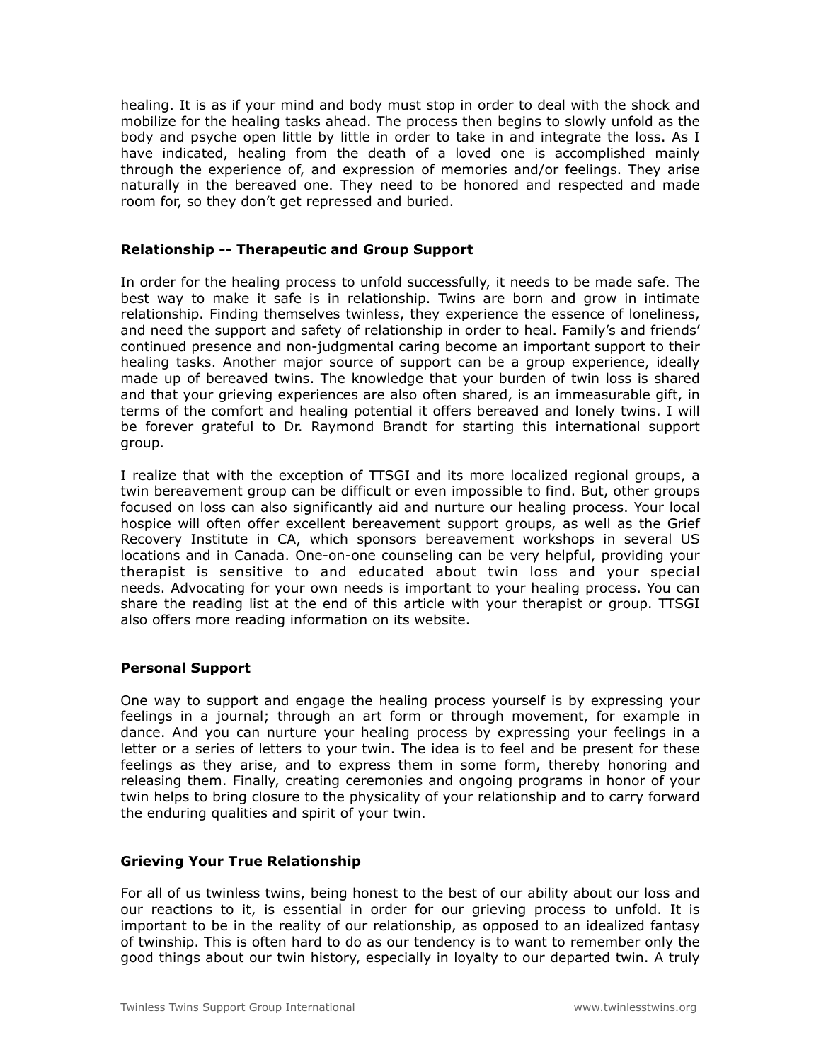healing. It is as if your mind and body must stop in order to deal with the shock and mobilize for the healing tasks ahead. The process then begins to slowly unfold as the body and psyche open little by little in order to take in and integrate the loss. As I have indicated, healing from the death of a loved one is accomplished mainly through the experience of, and expression of memories and/or feelings. They arise naturally in the bereaved one. They need to be honored and respected and made room for, so they don't get repressed and buried.

### Relationship -- Therapeutic and Group Support

In order for the healing process to unfold successfully, it needs to be made safe. The best way to make it safe is in relationship. Twins are born and grow in intimate relationship. Finding themselves twinless, they experience the essence of loneliness, and need the support and safety of relationship in order to heal. Family's and friends' continued presence and non-judgmental caring become an important support to their healing tasks. Another major source of support can be a group experience, ideally made up of bereaved twins. The knowledge that your burden of twin loss is shared and that your grieving experiences are also often shared, is an immeasurable gift, in terms of the comfort and healing potential it offers bereaved and lonely twins. I will be forever grateful to Dr. Raymond Brandt for starting this international support group.

I realize that with the exception of TTSGI and its more localized regional groups, a twin bereavement group can be difficult or even impossible to find. But, other groups focused on loss can also significantly aid and nurture our healing process. Your local hospice will often offer excellent bereavement support groups, as well as the Grief Recovery Institute in CA, which sponsors bereavement workshops in several US locations and in Canada. One-on-one counseling can be very helpful, providing your therapist is sensitive to and educated about twin loss and your special needs. Advocating for your own needs is important to your healing process. You can share the reading list at the end of this article with your therapist or group. TTSGI also offers more reading information on its website.

### Personal Support

One way to support and engage the healing process yourself is by expressing your feelings in a journal; through an art form or through movement, for example in dance. And you can nurture your healing process by expressing your feelings in a letter or a series of letters to your twin. The idea is to feel and be present for these feelings as they arise, and to express them in some form, thereby honoring and releasing them. Finally, creating ceremonies and ongoing programs in honor of your twin helps to bring closure to the physicality of your relationship and to carry forward the enduring qualities and spirit of your twin.

### Grieving Your True Relationship

For all of us twinless twins, being honest to the best of our ability about our loss and our reactions to it, is essential in order for our grieving process to unfold. It is important to be in the reality of our relationship, as opposed to an idealized fantasy of twinship. This is often hard to do as our tendency is to want to remember only the good things about our twin history, especially in loyalty to our departed twin. A truly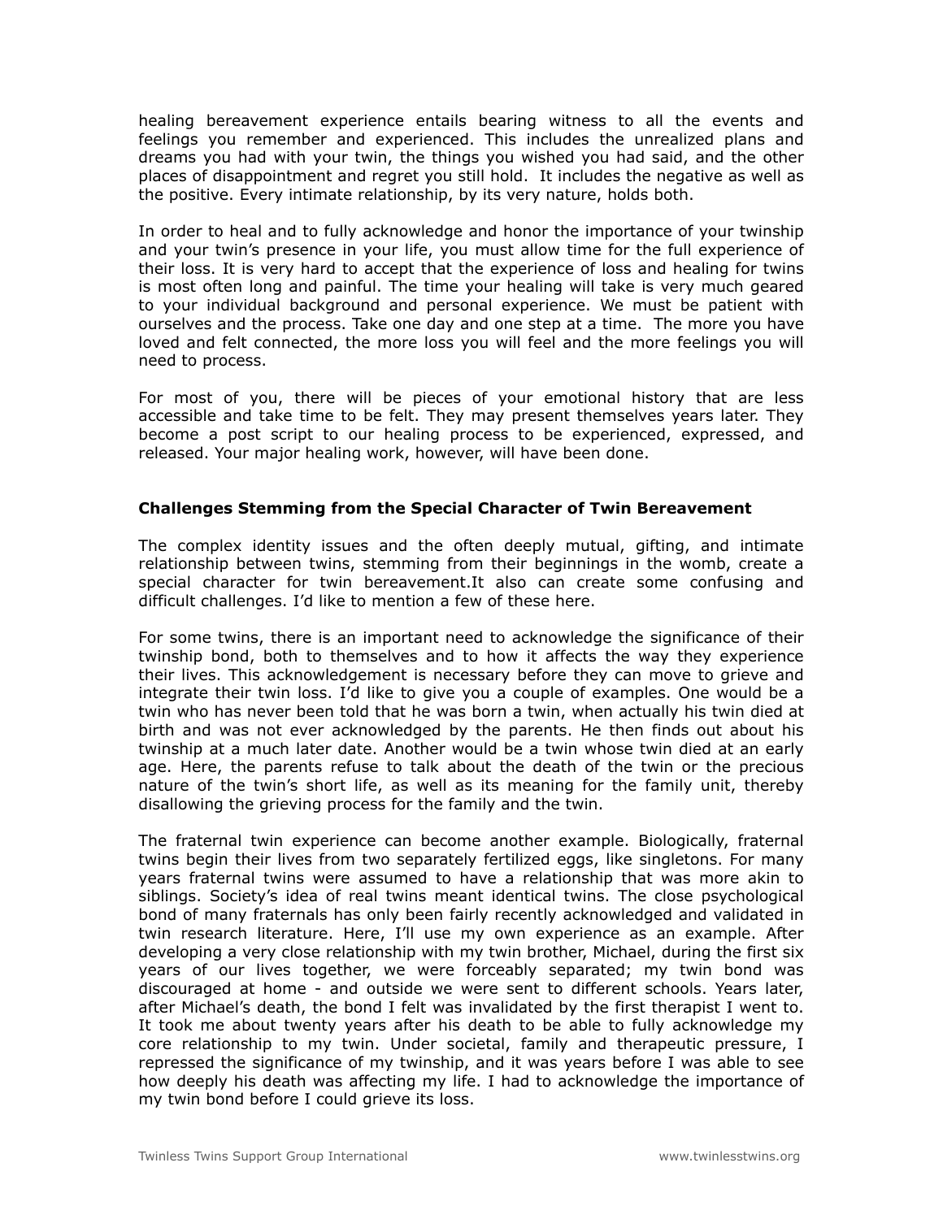healing bereavement experience entails bearing witness to all the events and feelings you remember and experienced. This includes the unrealized plans and dreams you had with your twin, the things you wished you had said, and the other places of disappointment and regret you still hold. It includes the negative as well as the positive. Every intimate relationship, by its very nature, holds both.

In order to heal and to fully acknowledge and honor the importance of your twinship and your twin's presence in your life, you must allow time for the full experience of their loss. It is very hard to accept that the experience of loss and healing for twins is most often long and painful. The time your healing will take is very much geared to your individual background and personal experience. We must be patient with ourselves and the process. Take one day and one step at a time. The more you have loved and felt connected, the more loss you will feel and the more feelings you will need to process.

For most of you, there will be pieces of your emotional history that are less accessible and take time to be felt. They may present themselves years later. They become a post script to our healing process to be experienced, expressed, and released. Your major healing work, however, will have been done.

**Challenges Stemming from the Special Character of Twin Bereavement**

The complex identity issues and the often deeply mutual, gifting, and intimate relationship between twins, stemming from their beginnings in the womb, create a special character for twin bereavement.It also can create some confusing and difficult challenges. I'd like to mention a few of these here.

For some twins, there is an important need to acknowledge the significance of their twinship bond, both to themselves and to how it affects the way they experience their lives. This acknowledgement is necessary before they can move to grieve and integrate their twin loss. I'd like to give you a couple of examples. One would be a twin who has never been told that he was born a twin, when actually his twin died at birth and was not ever acknowledged by the parents. He then finds out about his twinship at a much later date. Another would be a twin whose twin died at an early age. Here, the parents refuse to talk about the death of the twin or the precious nature of the twin's short life, as well as its meaning for the family unit, thereby disallowing the grieving process for the family and the twin.

The fraternal twin experience can become another example. Biologically, fraternal twins begin their lives from two separately fertilized eggs, like singletons. For many years fraternal twins were assumed to have a relationship that was more akin to siblings. Society's idea of real twins meant identical twins. The close psychological bond of many fraternals has only been fairly recently acknowledged and validated in twin research literature. Here, I'll use my own experience as an example. After developing a very close relationship with my twin brother, Michael, during the first six years of our lives together, we were forceably separated; my twin bond was discouraged at home - and outside we were sent to different schools. Years later, after Michael's death, the bond I felt was invalidated by the first therapist I went to. It took me about twenty years after his death to be able to fully acknowledge my core relationship to my twin. Under societal, family and therapeutic pressure, I repressed the significance of my twinship, and it was years before I was able to see how deeply his death was affecting my life. I had to acknowledge the importance of my twin bond before I could grieve its loss.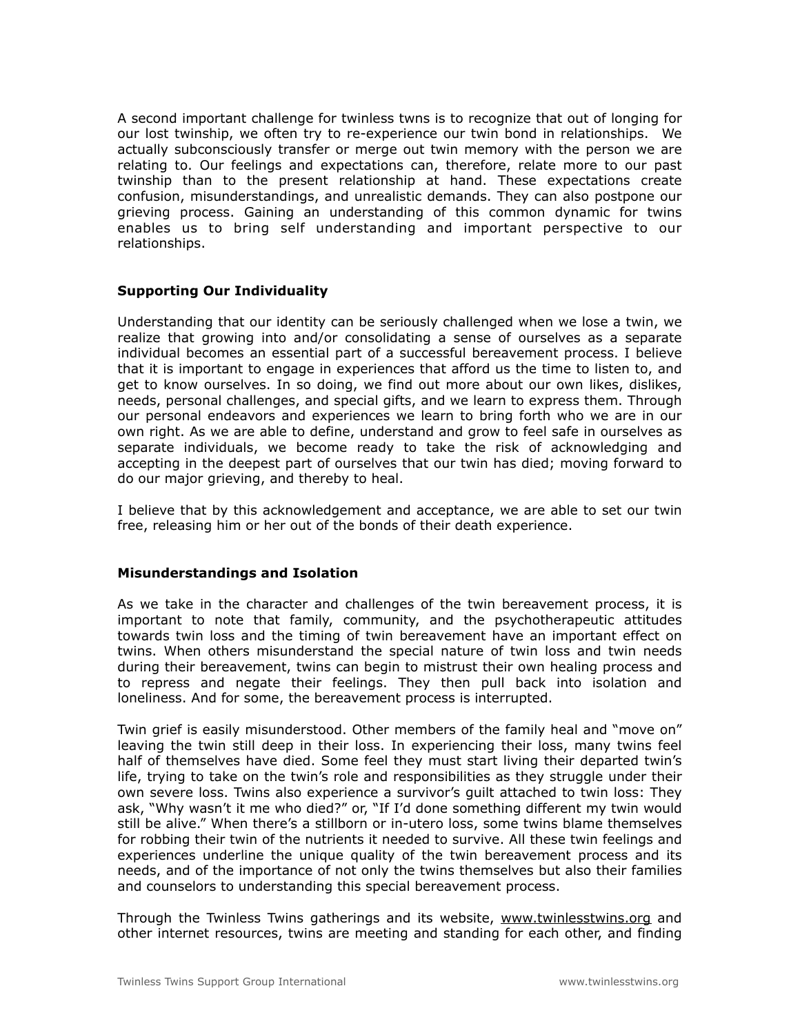A second important challenge for twinless twns is to recognize that out of longing for our lost twinship, we often try to re-experience our twin bond in relationships. We actually subconsciously transfer or merge out twin memory with the person we are relating to. Our feelings and expectations can, therefore, relate more to our past twinship than to the present relationship at hand. These expectations create confusion, misunderstandings, and unrealistic demands. They can also postpone our grieving process. Gaining an understanding of this common dynamic for twins enables us to bring self understanding and important perspective to our relationships.

**Supporting Our Individuality**

Understanding that our identity can be seriously challenged when we lose a twin, we realize that growing into and/or consolidating a sense of ourselves as a separate individual becomes an essential part of a successful bereavement process. I believe that it is important to engage in experiences that afford us the time to listen to, and get to know ourselves. In so doing, we find out more about our own likes, dislikes, needs, personal challenges, and special gifts, and we learn to express them. Through our personal endeavors and experiences we learn to bring forth who we are in our own right. As we are able to define, understand and grow to feel safe in ourselves as separate individuals, we become ready to take the risk of acknowledging and accepting in the deepest part of ourselves that our twin has died; moving forward to do our major grieving, and thereby to heal.

I believe that by this acknowledgement and acceptance, we are able to set our twin free, releasing him or her out of the bonds of their death experience.

**Misunderstandings and Isolation**

As we take in the character and challenges of the twin bereavement process, it is important to note that family, community, and the psychotherapeutic attitudes towards twin loss and the timing of twin bereavement have an important effect on twins. When others misunderstand the special nature of twin loss and twin needs during their bereavement, twins can begin to mistrust their own healing process and to repress and negate their feelings. They then pull back into isolation and loneliness. And for some, the bereavement process is interrupted.

Twin grief is easily misunderstood. Other members of the family heal and "move on" leaving the twin still deep in their loss. In experiencing their loss, many twins feel half of themselves have died. Some feel they must start living their departed twin's life, trying to take on the twin's role and responsibilities as they struggle under their own severe loss. Twins also experience a survivor's guilt attached to twin loss: They ask, "Why wasn't it me who died?" or, "If I'd done something different my twin would still be alive." When there's a stillborn or in-utero loss, some twins blame themselves for robbing their twin of the nutrients it needed to survive. All these twin feelings and experiences underline the unique quality of the twin bereavement process and its needs, and of the importance of not only the twins themselves but also their families and counselors to understanding this special bereavement process.

Through the Twinless Twins gatherings and its website, www.twinlesstwins.org and other internet resources, twins are meeting and standing for each other, and finding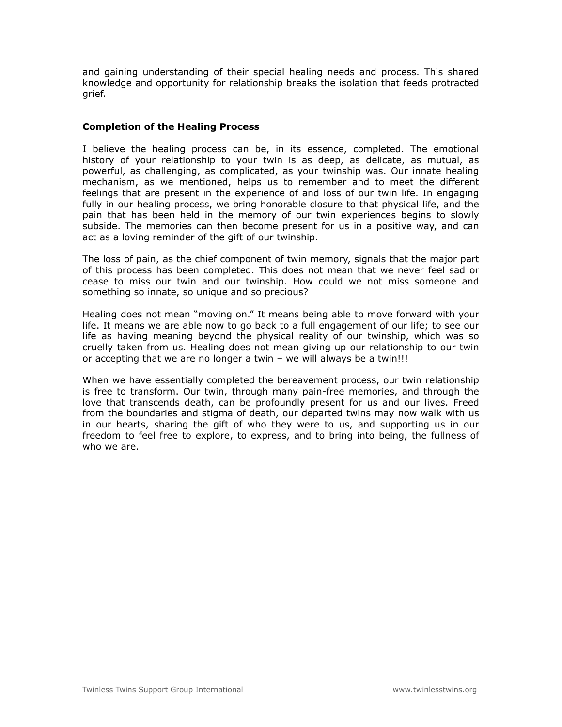and gaining understanding of their special healing needs and process. This shared knowledge and opportunity for relationship breaks the isolation that feeds protracted grief.

### Completion of the Healing Process

I believe the healing process can be, in its essence, completed. The emotional history of your relationship to your twin is as deep, as delicate, as mutual, as powerful, as challenging, as complicated, as your twinship was. Our innate healing mechanism, as we mentioned, helps us to remember and to meet the different feelings that are present in the experience of and loss of our twin life. In engaging fully in our healing process, we bring honorable closure to that physical life, and the pain that has been held in the memory of our twin experiences begins to slowly subside. The memories can then become present for us in a positive way, and can act as a loving reminder of the gift of our twinship.

The loss of pain, as the chief component of twin memory, signals that the major part of this process has been completed. This does not mean that we never feel sad or cease to miss our twin and our twinship. How could we not miss someone and something so innate, so unique and so precious?

Healing does not mean "moving on." It means being able to move forward with your life. It means we are able now to go back to a full engagement of our life; to see our life as having meaning beyond the physical reality of our twinship, which was so cruelly taken from us. Healing does not mean giving up our relationship to our twin or accepting that we are no longer a twin – we will always be a twin!!!

When we have essentially completed the bereavement process, our twin relationship is free to transform. Our twin, through many pain-free memories, and through the love that transcends death, can be profoundly present for us and our lives. Freed from the boundaries and stigma of death, our departed twins may now walk with us in our hearts, sharing the gift of who they were to us, and supporting us in our freedom to feel free to explore, to express, and to bring into being, the fullness of who we are.